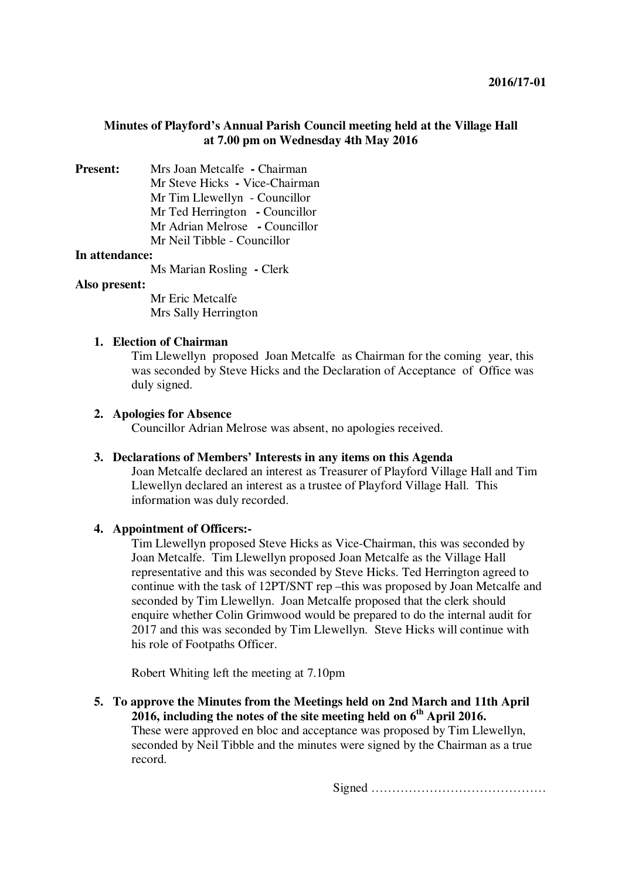**2016/17-01**

**Minutes of Playford's Annual Parish Council meeting held at the Village Hall at 7.00 pm on Wednesday 4th May 2016**

**Present:**
Mrs Joan Metcalfe - Chairman
Mr Steve Hicks - Vice-Chairman
Mr Tim Llewellyn - Councillor
Mr Ted Herrington - Councillor
Mr Adrian Melrose - Councillor
Mr Neil Tibble - Councillor

**In attendance:**
Ms Marian Rosling - Clerk

**Also present:**
Mr Eric Metcalfe
Mrs Sally Herrington

1. **Election of Chairman**
   Tim Llewellyn proposed Joan Metcalfe as Chairman for the coming year, this was seconded by Steve Hicks and the Declaration of Acceptance of Office was duly signed.

2. **Apologies for Absence**
   Councillor Adrian Melrose was absent, no apologies received.

3. **Declarations of Members' Interests in any items on this Agenda**
   Joan Metcalfe declared an interest as Treasurer of Playford Village Hall and Tim Llewellyn declared an interest as a trustee of Playford Village Hall. This information was duly recorded.

4. **Appointment of Officers:-**
   Tim Llewellyn proposed Steve Hicks as Vice-Chairman, this was seconded by Joan Metcalfe. Tim Llewellyn proposed Joan Metcalfe as the Village Hall representative and this was seconded by Steve Hicks. Ted Herrington agreed to continue with the task of 12PT/SNT rep –this was proposed by Joan Metcalfe and seconded by Tim Llewellyn. Joan Metcalfe proposed that the clerk should enquire whether Colin Grimwood would be prepared to do the internal audit for 2017 and this was seconded by Tim Llewellyn. Steve Hicks will continue with his role of Footpaths Officer.

   Robert Whiting left the meeting at 7.10pm

5. **To approve the Minutes from the Meetings held on 2nd March and 11th April 2016, including the notes of the site meeting held on 6th April 2016.**
   These were approved en bloc and acceptance was proposed by Tim Llewellyn, seconded by Neil Tibble and the minutes were signed by the Chairman as a true record.

Signed ……………………………………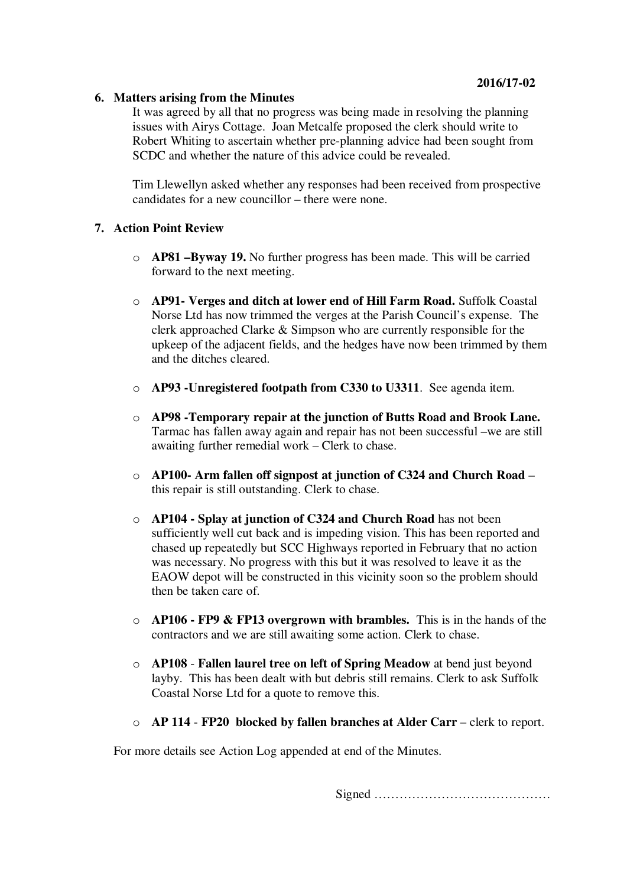2016/17-02

## 6. Matters arising from the Minutes

It was agreed by all that no progress was being made in resolving the planning issues with Airys Cottage. Joan Metcalfe proposed the clerk should write to Robert Whiting to ascertain whether pre-planning advice had been sought from SCDC and whether the nature of this advice could be revealed.

Tim Llewellyn asked whether any responses had been received from prospective candidates for a new councillor – there were none.

## 7. Action Point Review

- **AP81 –Byway 19.** No further progress has been made. This will be carried forward to the next meeting.
- **AP91- Verges and ditch at lower end of Hill Farm Road.** Suffolk Coastal Norse Ltd has now trimmed the verges at the Parish Council's expense. The clerk approached Clarke & Simpson who are currently responsible for the upkeep of the adjacent fields, and the hedges have now been trimmed by them and the ditches cleared.
- **AP93 -Unregistered footpath from C330 to U3311**. See agenda item.
- **AP98 -Temporary repair at the junction of Butts Road and Brook Lane.** Tarmac has fallen away again and repair has not been successful –we are still awaiting further remedial work – Clerk to chase.
- **AP100- Arm fallen off signpost at junction of C324 and Church Road** – this repair is still outstanding. Clerk to chase.
- **AP104 - Splay at junction of C324 and Church Road** has not been sufficiently well cut back and is impeding vision. This has been reported and chased up repeatedly but SCC Highways reported in February that no action was necessary. No progress with this but it was resolved to leave it as the EAOW depot will be constructed in this vicinity soon so the problem should then be taken care of.
- **AP106 - FP9 & FP13 overgrown with brambles.** This is in the hands of the contractors and we are still awaiting some action. Clerk to chase.
- **AP108** - **Fallen laurel tree on left of Spring Meadow** at bend just beyond layby. This has been dealt with but debris still remains. Clerk to ask Suffolk Coastal Norse Ltd for a quote to remove this.
- **AP 114** - **FP20 blocked by fallen branches at Alder Carr** – clerk to report.

For more details see Action Log appended at end of the Minutes.

Signed ……………………………………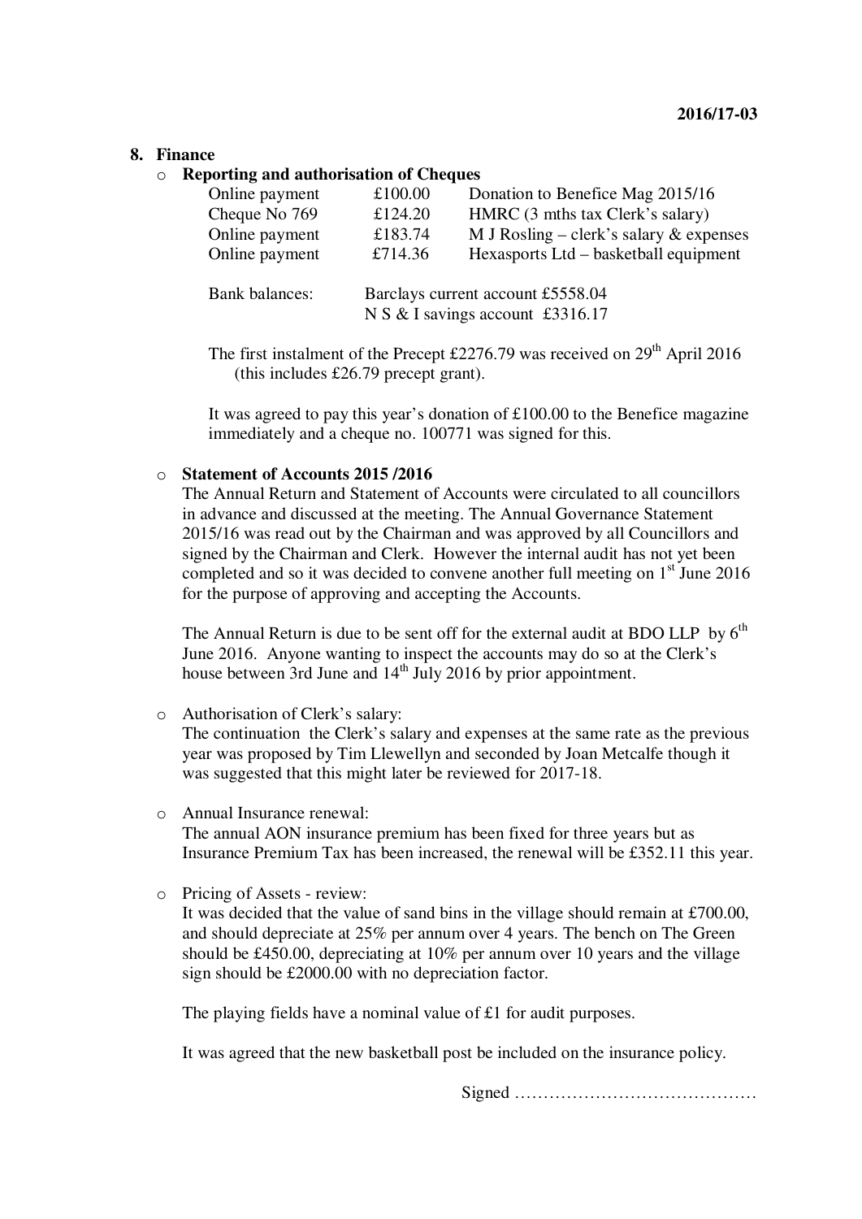**2016/17-03**

## 8. Finance

- **Reporting and authorisation of Cheques**

| | | |
|---|---|---|
| Online payment | £100.00 | Donation to Benefice Mag 2015/16 |
| Cheque No 769 | £124.20 | HMRC (3 mths tax Clerk's salary) |
| Online payment | £183.74 | M J Rosling – clerk's salary & expenses |
| Online payment | £714.36 | Hexasports Ltd – basketball equipment |

Bank balances: Barclays current account £5558.04
N S & I savings account £3316.17

The first instalment of the Precept £2276.79 was received on 29th April 2016 (this includes £26.79 precept grant).

It was agreed to pay this year's donation of £100.00 to the Benefice magazine immediately and a cheque no. 100771 was signed for this.

- **Statement of Accounts 2015 /2016**

The Annual Return and Statement of Accounts were circulated to all councillors in advance and discussed at the meeting. The Annual Governance Statement 2015/16 was read out by the Chairman and was approved by all Councillors and signed by the Chairman and Clerk. However the internal audit has not yet been completed and so it was decided to convene another full meeting on 1st June 2016 for the purpose of approving and accepting the Accounts.

The Annual Return is due to be sent off for the external audit at BDO LLP by 6th June 2016. Anyone wanting to inspect the accounts may do so at the Clerk's house between 3rd June and 14th July 2016 by prior appointment.

- Authorisation of Clerk's salary:
  The continuation the Clerk's salary and expenses at the same rate as the previous year was proposed by Tim Llewellyn and seconded by Joan Metcalfe though it was suggested that this might later be reviewed for 2017-18.

- Annual Insurance renewal:
  The annual AON insurance premium has been fixed for three years but as Insurance Premium Tax has been increased, the renewal will be £352.11 this year.

- Pricing of Assets - review:
  It was decided that the value of sand bins in the village should remain at £700.00, and should depreciate at 25% per annum over 4 years. The bench on The Green should be £450.00, depreciating at 10% per annum over 10 years and the village sign should be £2000.00 with no depreciation factor.

  The playing fields have a nominal value of £1 for audit purposes.

  It was agreed that the new basketball post be included on the insurance policy.

Signed ……………………………………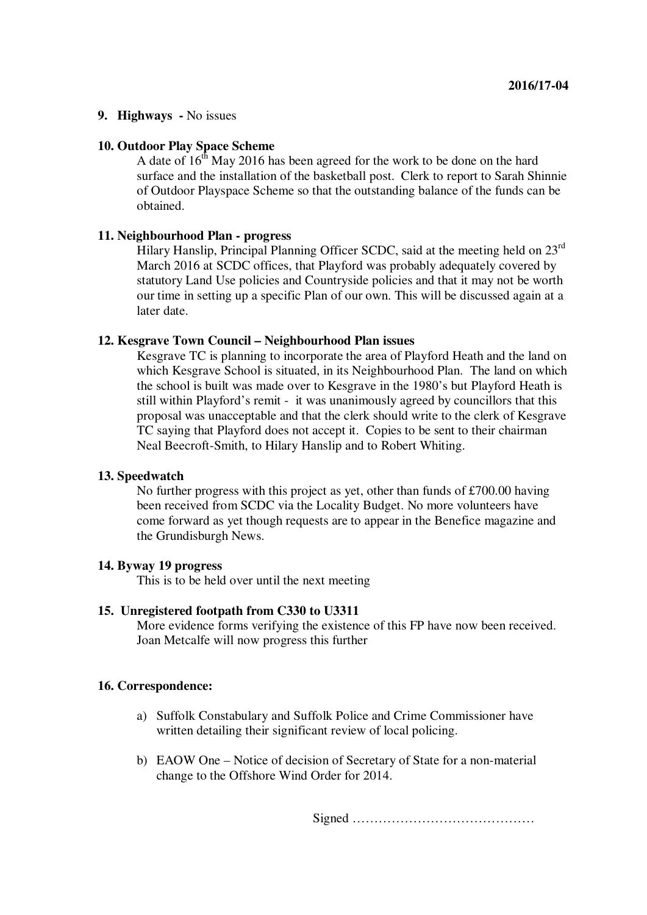2016/17-04

**9. Highways -** No issues

**10. Outdoor Play Space Scheme**

A date of 16th May 2016 has been agreed for the work to be done on the hard surface and the installation of the basketball post. Clerk to report to Sarah Shinnie of Outdoor Playspace Scheme so that the outstanding balance of the funds can be obtained.

**11. Neighbourhood Plan - progress**

Hilary Hanslip, Principal Planning Officer SCDC, said at the meeting held on 23rd March 2016 at SCDC offices, that Playford was probably adequately covered by statutory Land Use policies and Countryside policies and that it may not be worth our time in setting up a specific Plan of our own. This will be discussed again at a later date.

**12. Kesgrave Town Council – Neighbourhood Plan issues**

Kesgrave TC is planning to incorporate the area of Playford Heath and the land on which Kesgrave School is situated, in its Neighbourhood Plan. The land on which the school is built was made over to Kesgrave in the 1980's but Playford Heath is still within Playford's remit - it was unanimously agreed by councillors that this proposal was unacceptable and that the clerk should write to the clerk of Kesgrave TC saying that Playford does not accept it. Copies to be sent to their chairman Neal Beecroft-Smith, to Hilary Hanslip and to Robert Whiting.

**13. Speedwatch**

No further progress with this project as yet, other than funds of £700.00 having been received from SCDC via the Locality Budget. No more volunteers have come forward as yet though requests are to appear in the Benefice magazine and the Grundisburgh News.

**14. Byway 19 progress**

This is to be held over until the next meeting

**15. Unregistered footpath from C330 to U3311**

More evidence forms verifying the existence of this FP have now been received. Joan Metcalfe will now progress this further

**16. Correspondence:**

a) Suffolk Constabulary and Suffolk Police and Crime Commissioner have written detailing their significant review of local policing.

b) EAOW One – Notice of decision of Secretary of State for a non-material change to the Offshore Wind Order for 2014.

Signed ……………………………………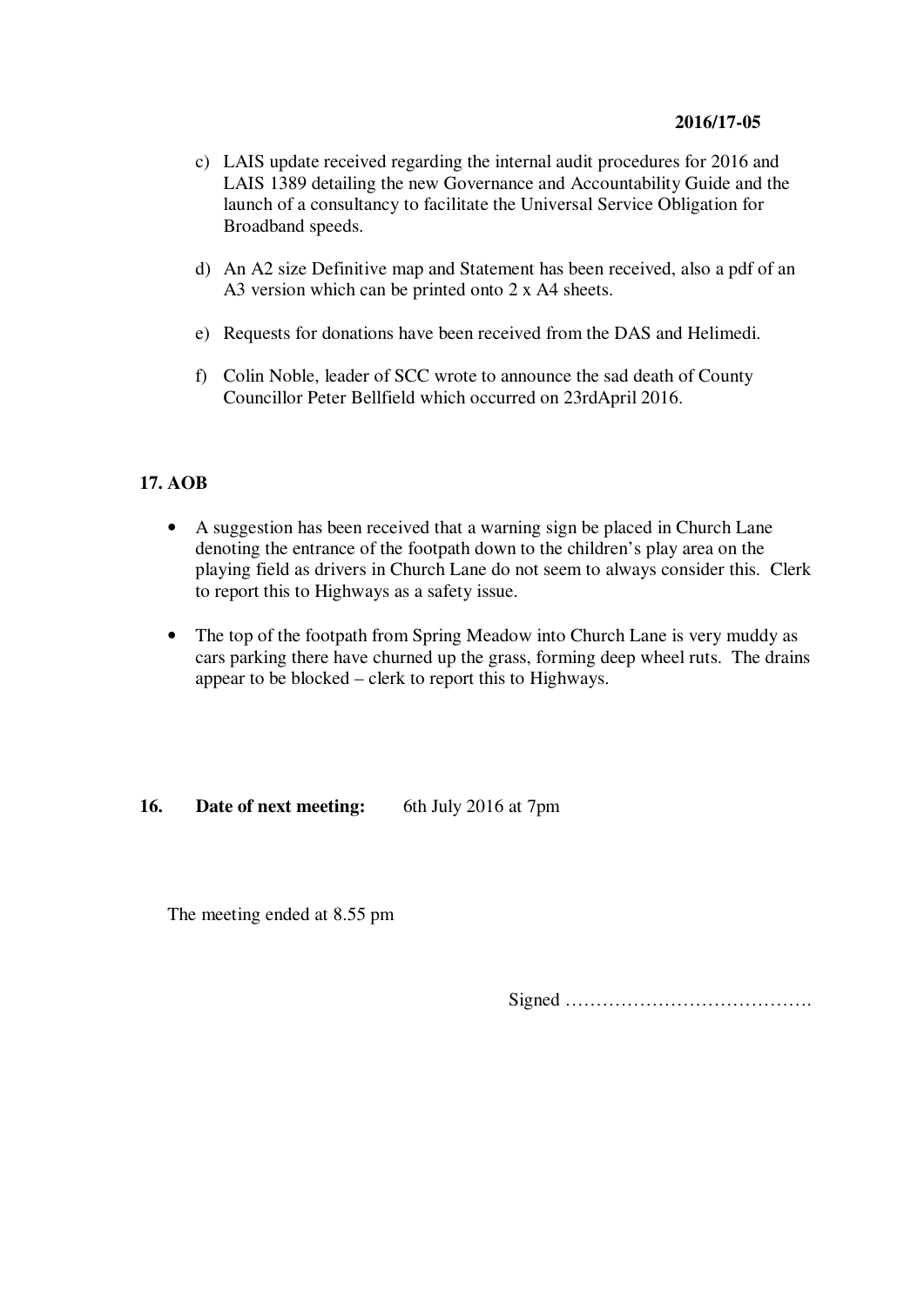c) LAIS update received regarding the internal audit procedures for 2016 and LAIS 1389 detailing the new Governance and Accountability Guide and the launch of a consultancy to facilitate the Universal Service Obligation for Broadband speeds.

d) An A2 size Definitive map and Statement has been received, also a pdf of an A3 version which can be printed onto 2 x A4 sheets.

e) Requests for donations have been received from the DAS and Helimedi.

f) Colin Noble, leader of SCC wrote to announce the sad death of County Councillor Peter Bellfield which occurred on 23rdApril 2016.

**17. AOB**

- A suggestion has been received that a warning sign be placed in Church Lane denoting the entrance of the footpath down to the children's play area on the playing field as drivers in Church Lane do not seem to always consider this. Clerk to report this to Highways as a safety issue.
- The top of the footpath from Spring Meadow into Church Lane is very muddy as cars parking there have churned up the grass, forming deep wheel ruts. The drains appear to be blocked – clerk to report this to Highways.

**16. Date of next meeting:** 6th July 2016 at 7pm

The meeting ended at 8.55 pm

Signed ………………………………….